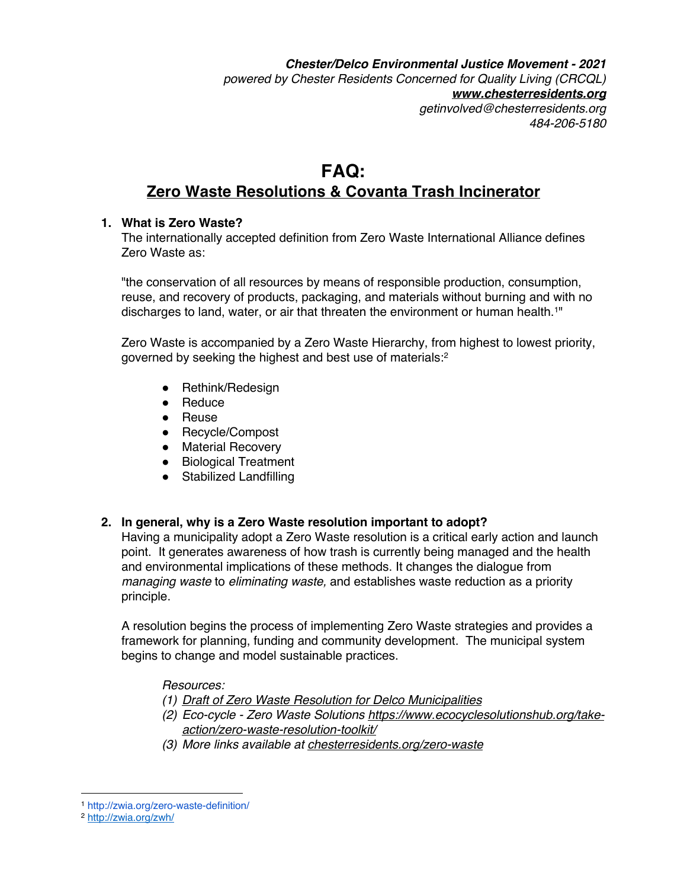***Chester/Delco Environmental Justice Movement - 2021***
*powered by Chester Residents Concerned for Quality Living (CRCQL)*
***[www.chesterresidents.org](http://www.chesterresidents.org)***
*getinvolved@chesterresidents.org*
*484-206-5180*

# FAQ:
## Zero Waste Resolutions & Covanta Trash Incinerator

**1. What is Zero Waste?**

The internationally accepted definition from Zero Waste International Alliance defines Zero Waste as:

"the conservation of all resources by means of responsible production, consumption, reuse, and recovery of products, packaging, and materials without burning and with no discharges to land, water, or air that threaten the environment or human health.[1]"

Zero Waste is accompanied by a Zero Waste Hierarchy, from highest to lowest priority, governed by seeking the highest and best use of materials:[2]

- Rethink/Redesign
- Reduce
- Reuse
- Recycle/Compost
- Material Recovery
- Biological Treatment
- Stabilized Landfilling

**2. In general, why is a Zero Waste resolution important to adopt?**

Having a municipality adopt a Zero Waste resolution is a critical early action and launch point. It generates awareness of how trash is currently being managed and the health and environmental implications of these methods. It changes the dialogue from *managing waste* to *eliminating waste,* and establishes waste reduction as a priority principle.

A resolution begins the process of implementing Zero Waste strategies and provides a framework for planning, funding and community development. The municipal system begins to change and model sustainable practices.

*Resources:*

*(1) Draft of Zero Waste Resolution for Delco Municipalities*
*(2) Eco-cycle - Zero Waste Solutions https://www.ecocyclesolutionshub.org/take-action/zero-waste-resolution-toolkit/*
*(3) More links available at chesterresidents.org/zero-waste*

---

[1] http://zwia.org/zero-waste-definition/
[2] http://zwia.org/zwh/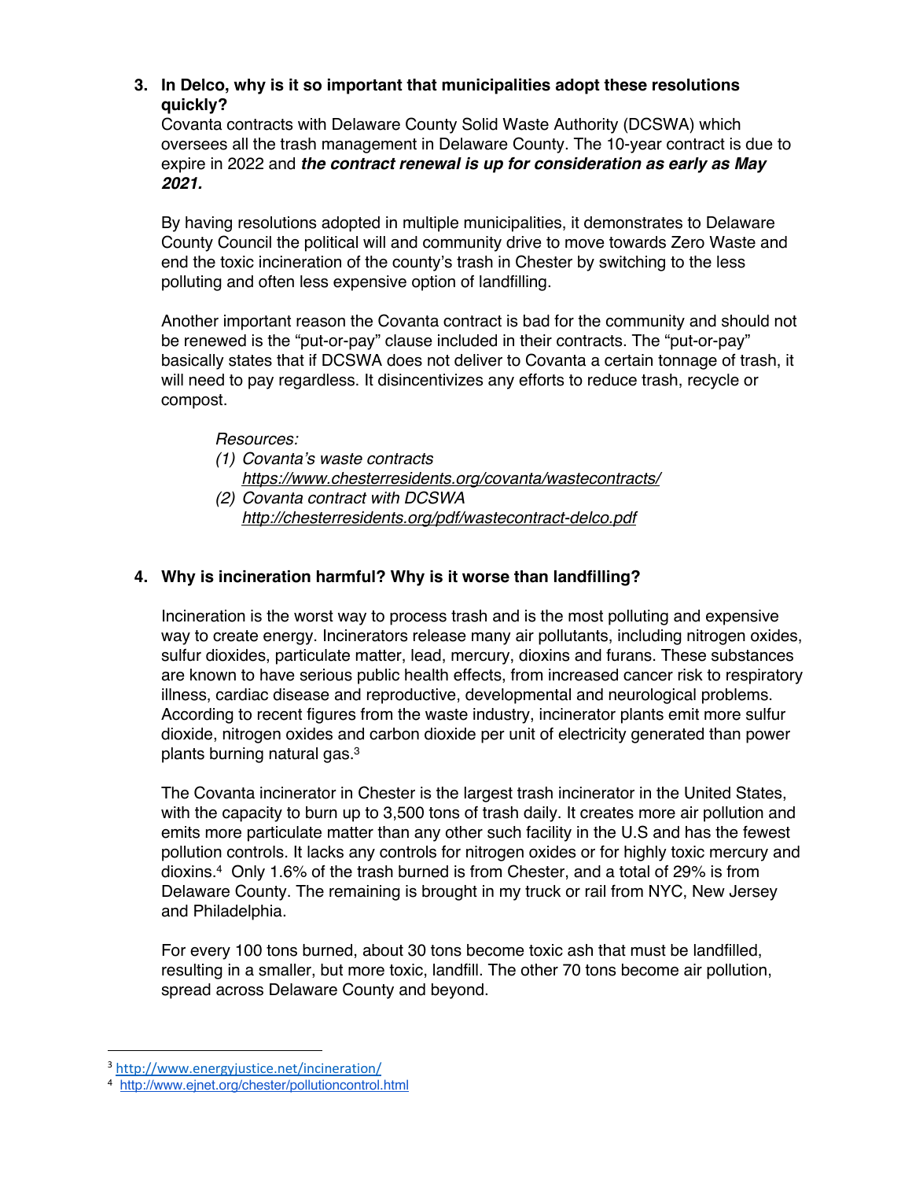### 3. In Delco, why is it so important that municipalities adopt these resolutions quickly?

Covanta contracts with Delaware County Solid Waste Authority (DCSWA) which oversees all the trash management in Delaware County. The 10-year contract is due to expire in 2022 and ***the contract renewal is up for consideration as early as May 2021.***

By having resolutions adopted in multiple municipalities, it demonstrates to Delaware County Council the political will and community drive to move towards Zero Waste and end the toxic incineration of the county's trash in Chester by switching to the less polluting and often less expensive option of landfilling.

Another important reason the Covanta contract is bad for the community and should not be renewed is the "put-or-pay" clause included in their contracts. The "put-or-pay" basically states that if DCSWA does not deliver to Covanta a certain tonnage of trash, it will need to pay regardless. It disincentivizes any efforts to reduce trash, recycle or compost.

*Resources:*

*(1) Covanta's waste contracts*
*https://www.chesterresidents.org/covanta/wastecontracts/*

*(2) Covanta contract with DCSWA*
*http://chesterresidents.org/pdf/wastecontract-delco.pdf*

### 4. Why is incineration harmful? Why is it worse than landfilling?

Incineration is the worst way to process trash and is the most polluting and expensive way to create energy. Incinerators release many air pollutants, including nitrogen oxides, sulfur dioxides, particulate matter, lead, mercury, dioxins and furans. These substances are known to have serious public health effects, from increased cancer risk to respiratory illness, cardiac disease and reproductive, developmental and neurological problems. According to recent figures from the waste industry, incinerator plants emit more sulfur dioxide, nitrogen oxides and carbon dioxide per unit of electricity generated than power plants burning natural gas.[3]

The Covanta incinerator in Chester is the largest trash incinerator in the United States, with the capacity to burn up to 3,500 tons of trash daily. It creates more air pollution and emits more particulate matter than any other such facility in the U.S and has the fewest pollution controls. It lacks any controls for nitrogen oxides or for highly toxic mercury and dioxins.[4] Only 1.6% of the trash burned is from Chester, and a total of 29% is from Delaware County. The remaining is brought in my truck or rail from NYC, New Jersey and Philadelphia.

For every 100 tons burned, about 30 tons become toxic ash that must be landfilled, resulting in a smaller, but more toxic, landfill. The other 70 tons become air pollution, spread across Delaware County and beyond.

---

[3] http://www.energyjustice.net/incineration/

[4] http://www.ejnet.org/chester/pollutioncontrol.html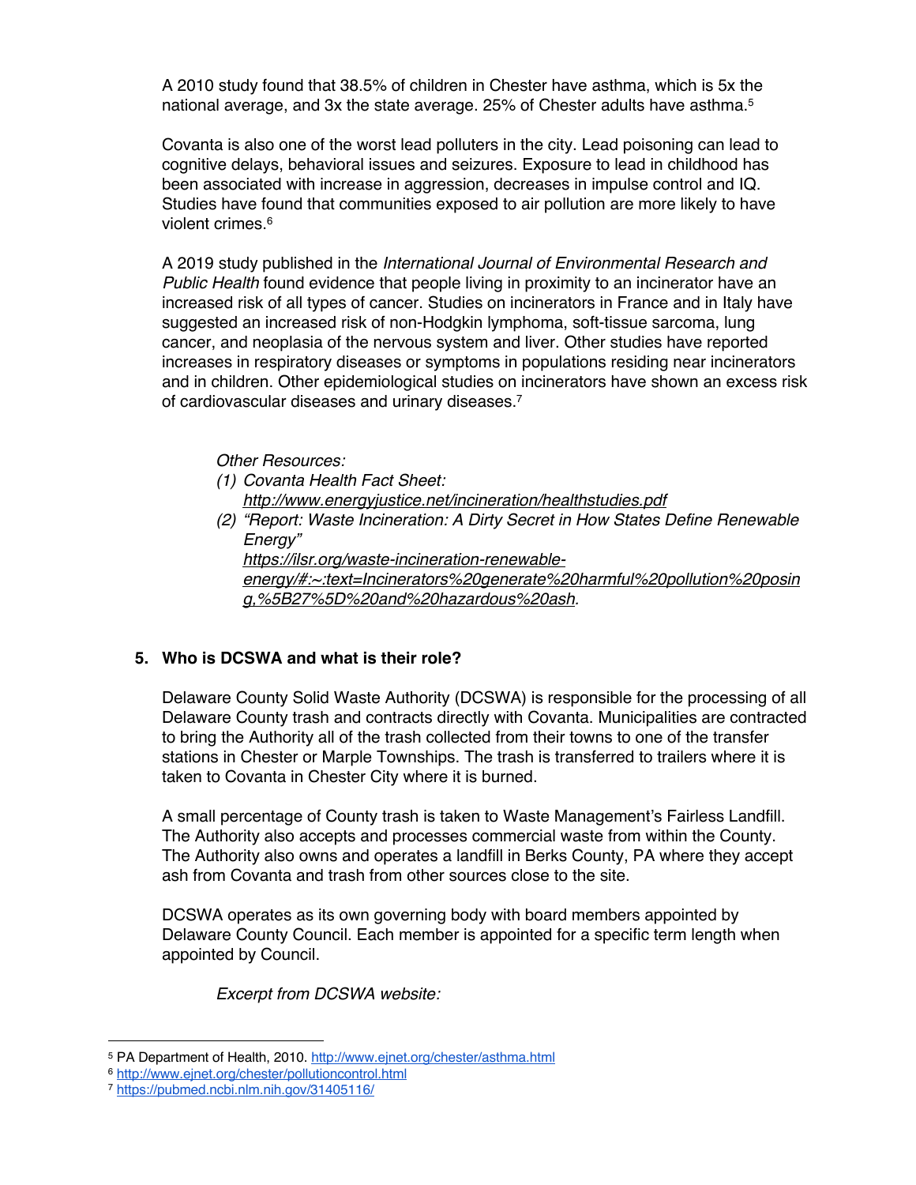A 2010 study found that 38.5% of children in Chester have asthma, which is 5x the national average, and 3x the state average. 25% of Chester adults have asthma.[5]

Covanta is also one of the worst lead polluters in the city. Lead poisoning can lead to cognitive delays, behavioral issues and seizures. Exposure to lead in childhood has been associated with increase in aggression, decreases in impulse control and IQ. Studies have found that communities exposed to air pollution are more likely to have violent crimes.[6]

A 2019 study published in the *International Journal of Environmental Research and Public Health* found evidence that people living in proximity to an incinerator have an increased risk of all types of cancer. Studies on incinerators in France and in Italy have suggested an increased risk of non-Hodgkin lymphoma, soft-tissue sarcoma, lung cancer, and neoplasia of the nervous system and liver. Other studies have reported increases in respiratory diseases or symptoms in populations residing near incinerators and in children. Other epidemiological studies on incinerators have shown an excess risk of cardiovascular diseases and urinary diseases.[7]

*Other Resources:*

*(1) Covanta Health Fact Sheet:* *http://www.energyjustice.net/incineration/healthstudies.pdf*

*(2) "Report: Waste Incineration: A Dirty Secret in How States Define Renewable Energy"* *https://ilsr.org/waste-incineration-renewable-energy/#:~:text=Incinerators%20generate%20harmful%20pollution%20posing,%5B27%5D%20and%20hazardous%20ash.*

**5. Who is DCSWA and what is their role?**

Delaware County Solid Waste Authority (DCSWA) is responsible for the processing of all Delaware County trash and contracts directly with Covanta. Municipalities are contracted to bring the Authority all of the trash collected from their towns to one of the transfer stations in Chester or Marple Townships. The trash is transferred to trailers where it is taken to Covanta in Chester City where it is burned.

A small percentage of County trash is taken to Waste Management's Fairless Landfill. The Authority also accepts and processes commercial waste from within the County. The Authority also owns and operates a landfill in Berks County, PA where they accept ash from Covanta and trash from other sources close to the site.

DCSWA operates as its own governing body with board members appointed by Delaware County Council. Each member is appointed for a specific term length when appointed by Council.

*Excerpt from DCSWA website:*

---

[5] PA Department of Health, 2010. http://www.ejnet.org/chester/asthma.html

[6] http://www.ejnet.org/chester/pollutioncontrol.html

[7] https://pubmed.ncbi.nlm.nih.gov/31405116/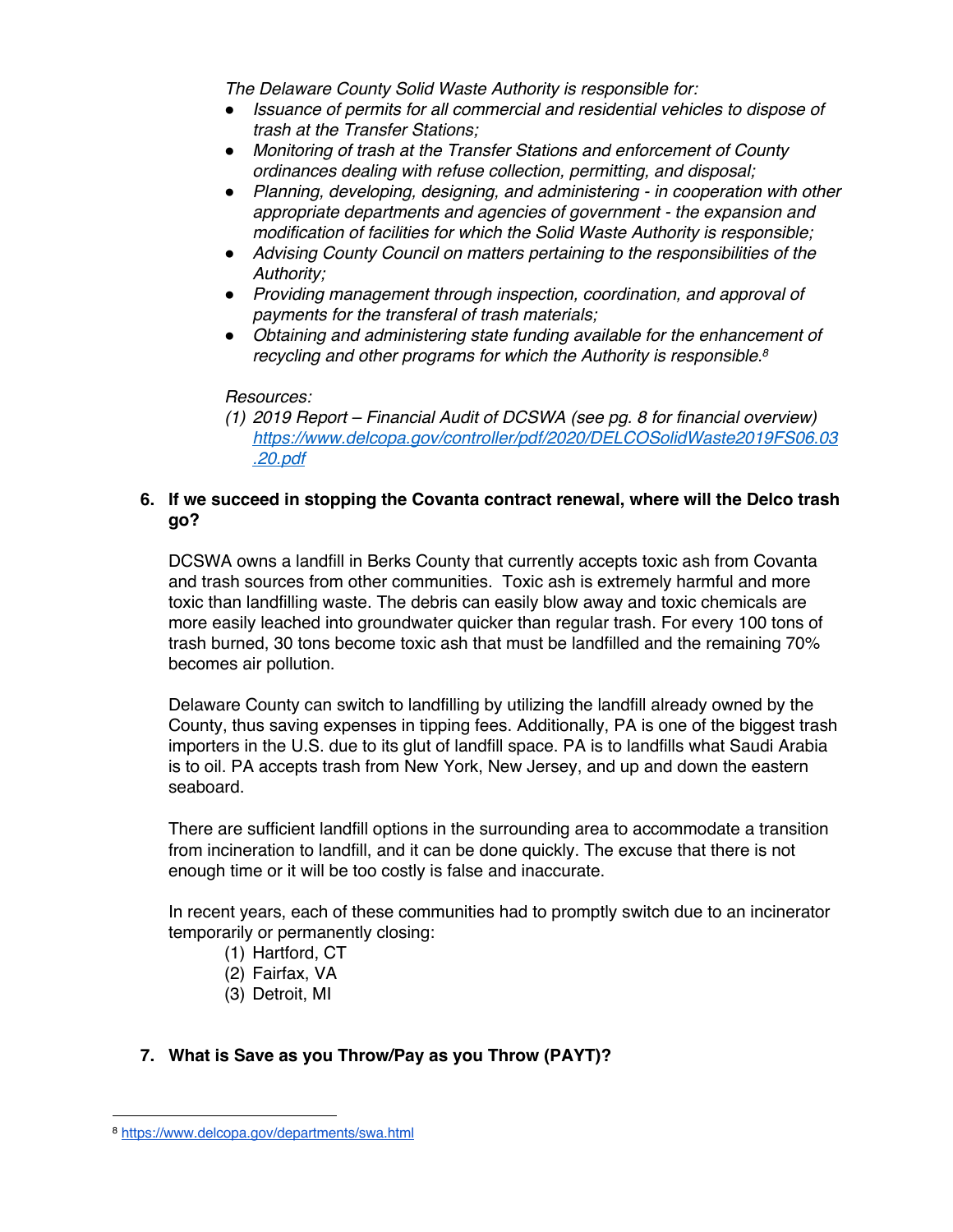*The Delaware County Solid Waste Authority is responsible for:*

- *Issuance of permits for all commercial and residential vehicles to dispose of trash at the Transfer Stations;*
- *Monitoring of trash at the Transfer Stations and enforcement of County ordinances dealing with refuse collection, permitting, and disposal;*
- *Planning, developing, designing, and administering - in cooperation with other appropriate departments and agencies of government - the expansion and modification of facilities for which the Solid Waste Authority is responsible;*
- *Advising County Council on matters pertaining to the responsibilities of the Authority;*
- *Providing management through inspection, coordination, and approval of payments for the transferal of trash materials;*
- *Obtaining and administering state funding available for the enhancement of recycling and other programs for which the Authority is responsible.*[8]

*Resources:*

*(1) 2019 Report – Financial Audit of DCSWA (see pg. 8 for financial overview)* *https://www.delcopa.gov/controller/pdf/2020/DELCOSolidWaste2019FS06.03.20.pdf*

**6. If we succeed in stopping the Covanta contract renewal, where will the Delco trash go?**

DCSWA owns a landfill in Berks County that currently accepts toxic ash from Covanta and trash sources from other communities. Toxic ash is extremely harmful and more toxic than landfilling waste. The debris can easily blow away and toxic chemicals are more easily leached into groundwater quicker than regular trash. For every 100 tons of trash burned, 30 tons become toxic ash that must be landfilled and the remaining 70% becomes air pollution.

Delaware County can switch to landfilling by utilizing the landfill already owned by the County, thus saving expenses in tipping fees. Additionally, PA is one of the biggest trash importers in the U.S. due to its glut of landfill space. PA is to landfills what Saudi Arabia is to oil. PA accepts trash from New York, New Jersey, and up and down the eastern seaboard.

There are sufficient landfill options in the surrounding area to accommodate a transition from incineration to landfill, and it can be done quickly. The excuse that there is not enough time or it will be too costly is false and inaccurate.

In recent years, each of these communities had to promptly switch due to an incinerator temporarily or permanently closing:

(1) Hartford, CT
(2) Fairfax, VA
(3) Detroit, MI

**7. What is Save as you Throw/Pay as you Throw (PAYT)?**

---

[8] https://www.delcopa.gov/departments/swa.html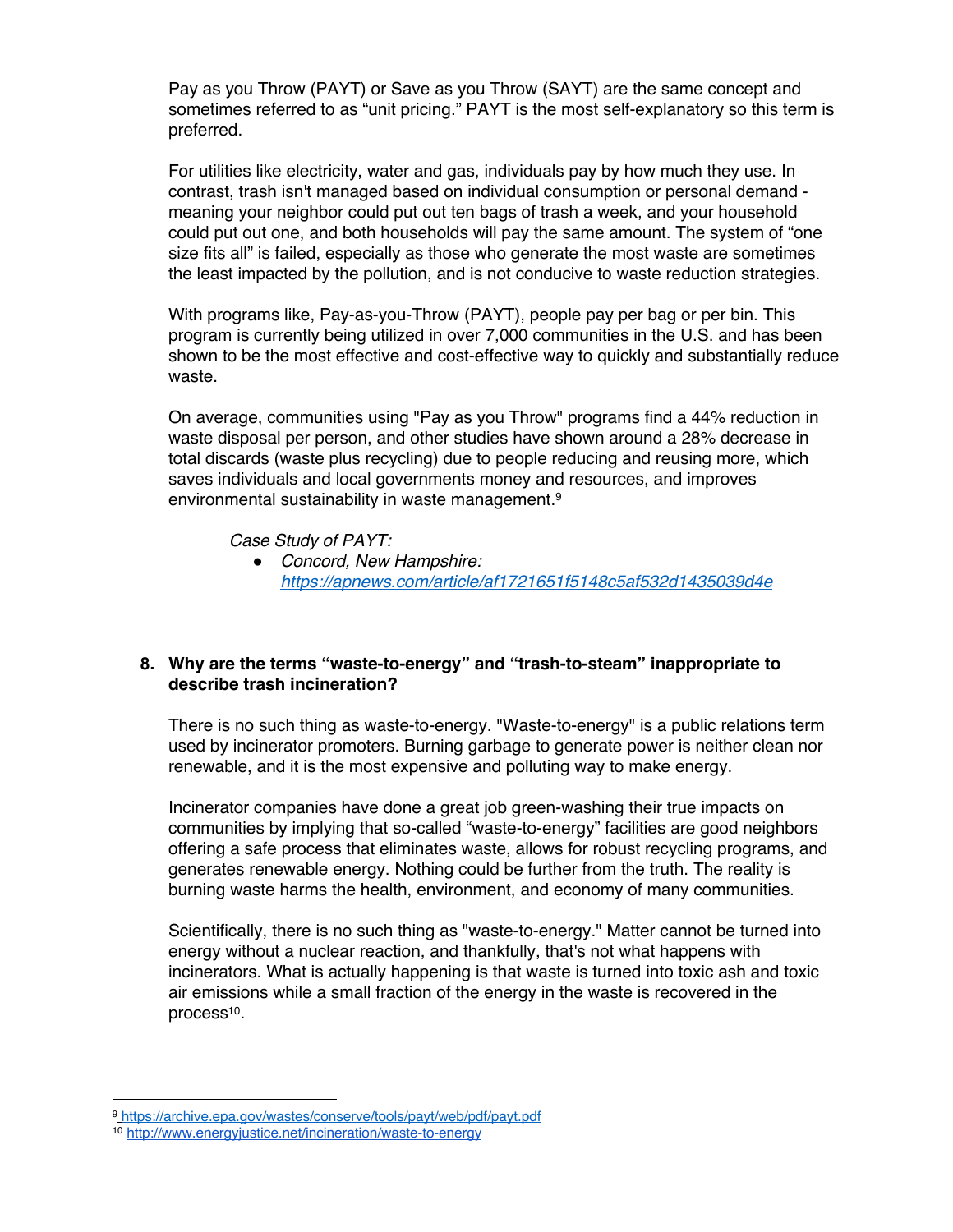Pay as you Throw (PAYT) or Save as you Throw (SAYT) are the same concept and sometimes referred to as "unit pricing." PAYT is the most self-explanatory so this term is preferred.

For utilities like electricity, water and gas, individuals pay by how much they use. In contrast, trash isn't managed based on individual consumption or personal demand - meaning your neighbor could put out ten bags of trash a week, and your household could put out one, and both households will pay the same amount. The system of "one size fits all" is failed, especially as those who generate the most waste are sometimes the least impacted by the pollution, and is not conducive to waste reduction strategies.

With programs like, Pay-as-you-Throw (PAYT), people pay per bag or per bin. This program is currently being utilized in over 7,000 communities in the U.S. and has been shown to be the most effective and cost-effective way to quickly and substantially reduce waste.

On average, communities using "Pay as you Throw" programs find a 44% reduction in waste disposal per person, and other studies have shown around a 28% decrease in total discards (waste plus recycling) due to people reducing and reusing more, which saves individuals and local governments money and resources, and improves environmental sustainability in waste management.[9]

*Case Study of PAYT:*

- *Concord, New Hampshire:* [*https://apnews.com/article/af1721651f5148c5af532d1435039d4e*](https://apnews.com/article/af1721651f5148c5af532d1435039d4e)

**8. Why are the terms "waste-to-energy" and "trash-to-steam" inappropriate to describe trash incineration?**

There is no such thing as waste-to-energy. "Waste-to-energy" is a public relations term used by incinerator promoters. Burning garbage to generate power is neither clean nor renewable, and it is the most expensive and polluting way to make energy.

Incinerator companies have done a great job green-washing their true impacts on communities by implying that so-called "waste-to-energy" facilities are good neighbors offering a safe process that eliminates waste, allows for robust recycling programs, and generates renewable energy. Nothing could be further from the truth. The reality is burning waste harms the health, environment, and economy of many communities.

Scientifically, there is no such thing as "waste-to-energy." Matter cannot be turned into energy without a nuclear reaction, and thankfully, that's not what happens with incinerators. What is actually happening is that waste is turned into toxic ash and toxic air emissions while a small fraction of the energy in the waste is recovered in the process[10].

---

[9] https://archive.epa.gov/wastes/conserve/tools/payt/web/pdf/payt.pdf

[10] http://www.energyjustice.net/incineration/waste-to-energy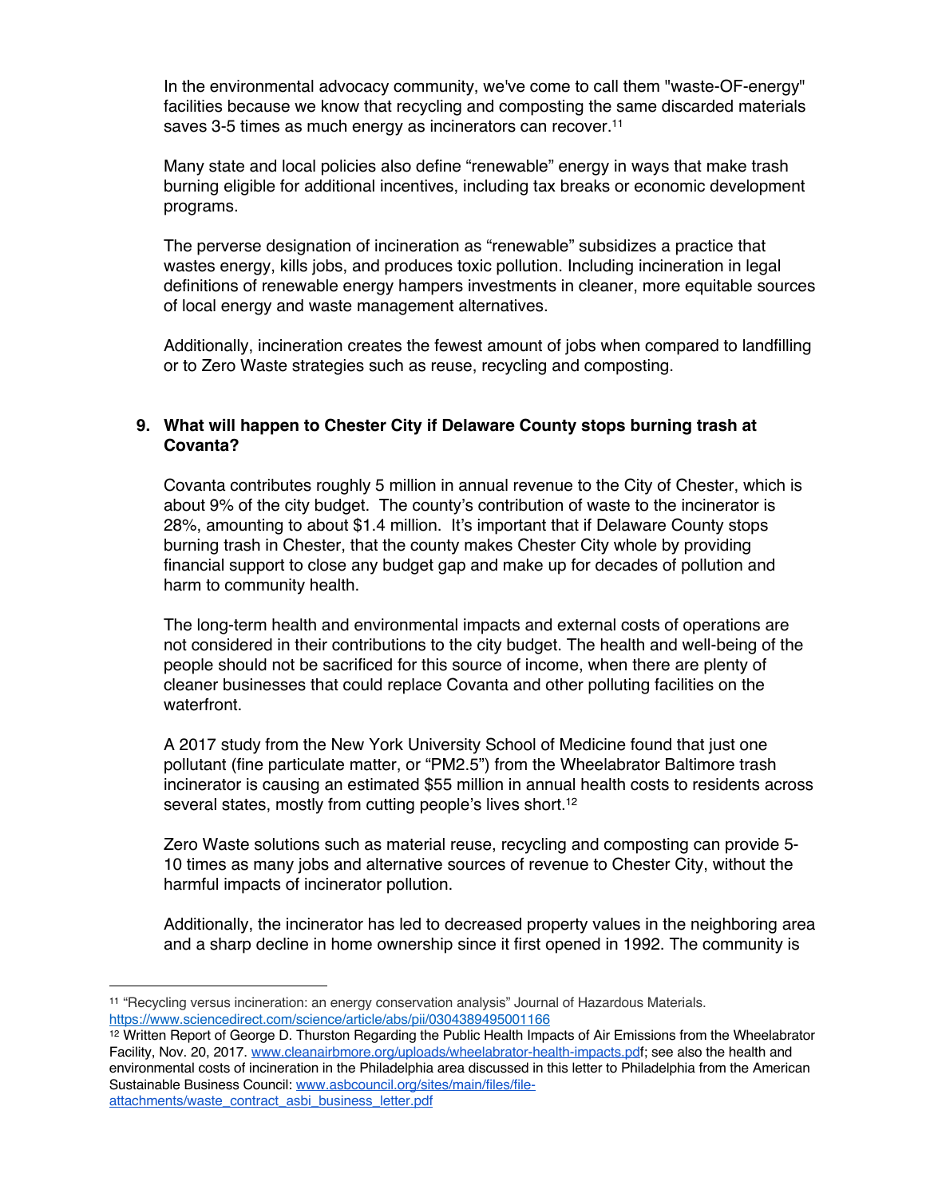In the environmental advocacy community, we've come to call them "waste-OF-energy" facilities because we know that recycling and composting the same discarded materials saves 3-5 times as much energy as incinerators can recover.[11]

Many state and local policies also define "renewable" energy in ways that make trash burning eligible for additional incentives, including tax breaks or economic development programs.

The perverse designation of incineration as "renewable" subsidizes a practice that wastes energy, kills jobs, and produces toxic pollution. Including incineration in legal definitions of renewable energy hampers investments in cleaner, more equitable sources of local energy and waste management alternatives.

Additionally, incineration creates the fewest amount of jobs when compared to landfilling or to Zero Waste strategies such as reuse, recycling and composting.

**9. What will happen to Chester City if Delaware County stops burning trash at Covanta?**

Covanta contributes roughly 5 million in annual revenue to the City of Chester, which is about 9% of the city budget. The county's contribution of waste to the incinerator is 28%, amounting to about $1.4 million. It's important that if Delaware County stops burning trash in Chester, that the county makes Chester City whole by providing financial support to close any budget gap and make up for decades of pollution and harm to community health.

The long-term health and environmental impacts and external costs of operations are not considered in their contributions to the city budget. The health and well-being of the people should not be sacrificed for this source of income, when there are plenty of cleaner businesses that could replace Covanta and other polluting facilities on the waterfront.

A 2017 study from the New York University School of Medicine found that just one pollutant (fine particulate matter, or "PM2.5") from the Wheelabrator Baltimore trash incinerator is causing an estimated $55 million in annual health costs to residents across several states, mostly from cutting people's lives short.[12]

Zero Waste solutions such as material reuse, recycling and composting can provide 5-10 times as many jobs and alternative sources of revenue to Chester City, without the harmful impacts of incinerator pollution.

Additionally, the incinerator has led to decreased property values in the neighboring area and a sharp decline in home ownership since it first opened in 1992. The community is

---

[11] "Recycling versus incineration: an energy conservation analysis" Journal of Hazardous Materials. https://www.sciencedirect.com/science/article/abs/pii/0304389495001166

[12] Written Report of George D. Thurston Regarding the Public Health Impacts of Air Emissions from the Wheelabrator Facility, Nov. 20, 2017. www.cleanairbmore.org/uploads/wheelabrator-health-impacts.pdf; see also the health and environmental costs of incineration in the Philadelphia area discussed in this letter to Philadelphia from the American Sustainable Business Council: www.asbcouncil.org/sites/main/files/file-attachments/waste_contract_asbi_business_letter.pdf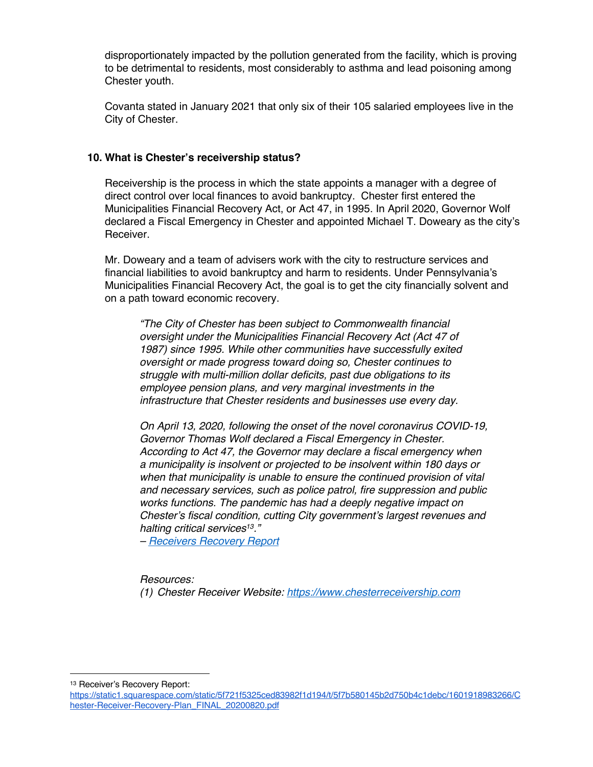disproportionately impacted by the pollution generated from the facility, which is proving to be detrimental to residents, most considerably to asthma and lead poisoning among Chester youth.

Covanta stated in January 2021 that only six of their 105 salaried employees live in the City of Chester.

### 10. What is Chester's receivership status?

Receivership is the process in which the state appoints a manager with a degree of direct control over local finances to avoid bankruptcy. Chester first entered the Municipalities Financial Recovery Act, or Act 47, in 1995. In April 2020, Governor Wolf declared a Fiscal Emergency in Chester and appointed Michael T. Doweary as the city's Receiver.

Mr. Doweary and a team of advisers work with the city to restructure services and financial liabilities to avoid bankruptcy and harm to residents. Under Pennsylvania's Municipalities Financial Recovery Act, the goal is to get the city financially solvent and on a path toward economic recovery.

> *"The City of Chester has been subject to Commonwealth financial oversight under the Municipalities Financial Recovery Act (Act 47 of 1987) since 1995. While other communities have successfully exited oversight or made progress toward doing so, Chester continues to struggle with multi-million dollar deficits, past due obligations to its employee pension plans, and very marginal investments in the infrastructure that Chester residents and businesses use every day.*
>
> *On April 13, 2020, following the onset of the novel coronavirus COVID-19, Governor Thomas Wolf declared a Fiscal Emergency in Chester. According to Act 47, the Governor may declare a fiscal emergency when a municipality is insolvent or projected to be insolvent within 180 days or when that municipality is unable to ensure the continued provision of vital and necessary services, such as police patrol, fire suppression and public works functions. The pandemic has had a deeply negative impact on Chester's fiscal condition, cutting City government's largest revenues and halting critical services[13]."*
>
> – *Receivers Recovery Report*

*Resources:*

*(1) Chester Receiver Website: https://www.chesterreceivership.com*

---

[13] Receiver's Recovery Report: https://static1.squarespace.com/static/5f721f5325ced83982f1d194/t/5f7b580145b2d750b4c1debc/1601918983266/Chester-Receiver-Recovery-Plan_FINAL_20200820.pdf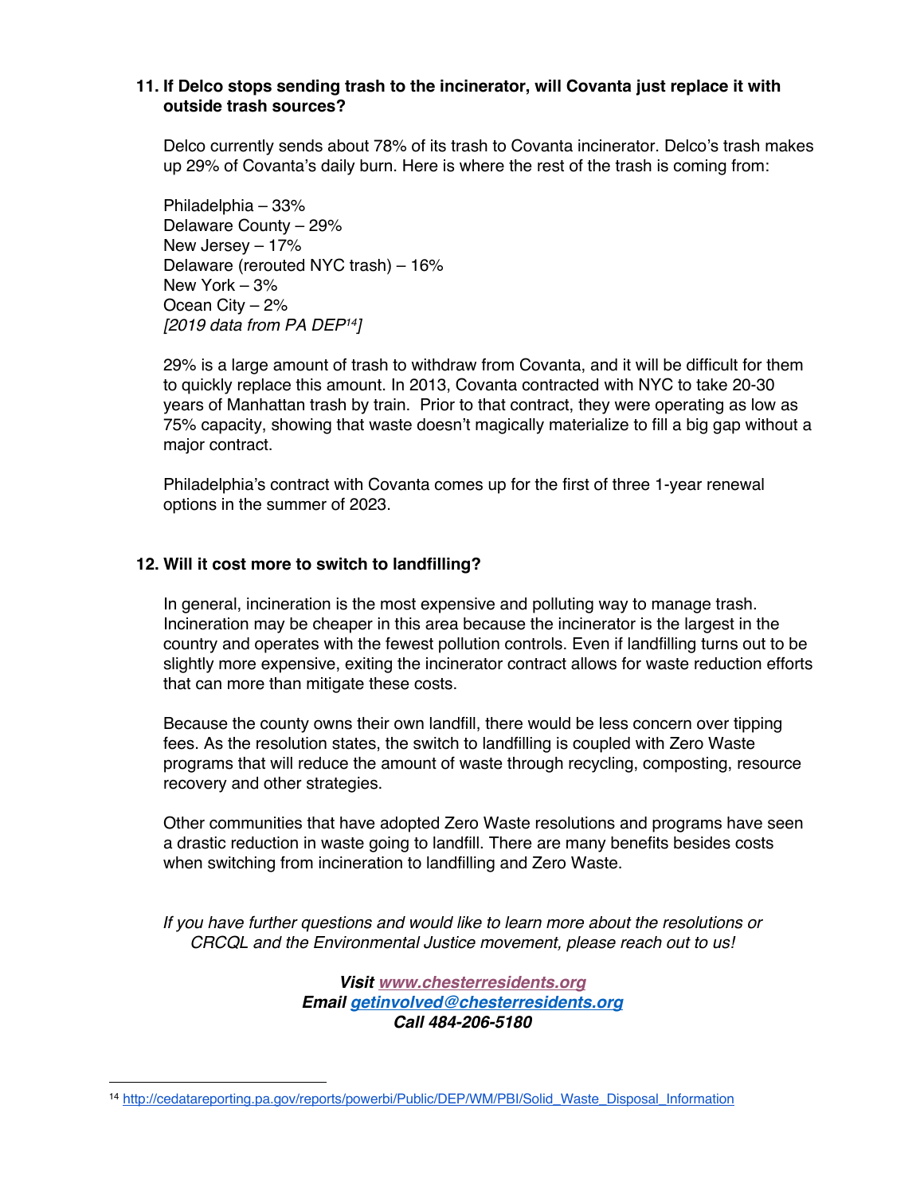### 11. If Delco stops sending trash to the incinerator, will Covanta just replace it with outside trash sources?

Delco currently sends about 78% of its trash to Covanta incinerator. Delco's trash makes up 29% of Covanta's daily burn. Here is where the rest of the trash is coming from:

Philadelphia – 33%
Delaware County – 29%
New Jersey – 17%
Delaware (rerouted NYC trash) – 16%
New York – 3%
Ocean City – 2%
*[2019 data from PA DEP[14]]*

29% is a large amount of trash to withdraw from Covanta, and it will be difficult for them to quickly replace this amount. In 2013, Covanta contracted with NYC to take 20-30 years of Manhattan trash by train. Prior to that contract, they were operating as low as 75% capacity, showing that waste doesn't magically materialize to fill a big gap without a major contract.

Philadelphia's contract with Covanta comes up for the first of three 1-year renewal options in the summer of 2023.

### 12. Will it cost more to switch to landfilling?

In general, incineration is the most expensive and polluting way to manage trash. Incineration may be cheaper in this area because the incinerator is the largest in the country and operates with the fewest pollution controls. Even if landfilling turns out to be slightly more expensive, exiting the incinerator contract allows for waste reduction efforts that can more than mitigate these costs.

Because the county owns their own landfill, there would be less concern over tipping fees. As the resolution states, the switch to landfilling is coupled with Zero Waste programs that will reduce the amount of waste through recycling, composting, resource recovery and other strategies.

Other communities that have adopted Zero Waste resolutions and programs have seen a drastic reduction in waste going to landfill. There are many benefits besides costs when switching from incineration to landfilling and Zero Waste.

*If you have further questions and would like to learn more about the resolutions or CRCQL and the Environmental Justice movement, please reach out to us!*

***Visit www.chesterresidents.org***
***Email getinvolved@chesterresidents.org***
***Call 484-206-5180***

[14] http://cedatareporting.pa.gov/reports/powerbi/Public/DEP/WM/PBI/Solid_Waste_Disposal_Information